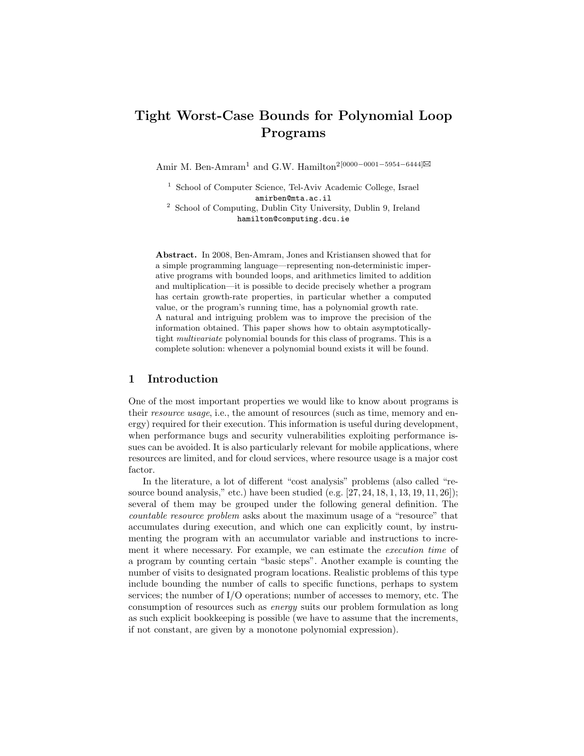# Tight Worst-Case Bounds for Polynomial Loop Programs

Amir M. Ben-Amram[1] and G.W. Hamilton[2][0000−0001−5954−6444]

[1] School of Computer Science, Tel-Aviv Academic College, Israel
amirben@mta.ac.il

[2] School of Computing, Dublin City University, Dublin 9, Ireland
hamilton@computing.dcu.ie

**Abstract.** In 2008, Ben-Amram, Jones and Kristiansen showed that for a simple programming language—representing non-deterministic imperative programs with bounded loops, and arithmetics limited to addition and multiplication—it is possible to decide precisely whether a program has certain growth-rate properties, in particular whether a computed value, or the program's running time, has a polynomial growth rate.
A natural and intriguing problem was to improve the precision of the information obtained. This paper shows how to obtain asymptotically-tight *multivariate* polynomial bounds for this class of programs. This is a complete solution: whenever a polynomial bound exists it will be found.

## 1 Introduction

One of the most important properties we would like to know about programs is their *resource usage*, i.e., the amount of resources (such as time, memory and energy) required for their execution. This information is useful during development, when performance bugs and security vulnerabilities exploiting performance issues can be avoided. It is also particularly relevant for mobile applications, where resources are limited, and for cloud services, where resource usage is a major cost factor.

In the literature, a lot of different "cost analysis" problems (also called "resource bound analysis," etc.) have been studied (e.g. [27, 24, 18, 1, 13, 19, 11, 26]); several of them may be grouped under the following general definition. The *countable resource problem* asks about the maximum usage of a "resource" that accumulates during execution, and which one can explicitly count, by instrumenting the program with an accumulator variable and instructions to increment it where necessary. For example, we can estimate the *execution time* of a program by counting certain "basic steps". Another example is counting the number of visits to designated program locations. Realistic problems of this type include bounding the number of calls to specific functions, perhaps to system services; the number of I/O operations; number of accesses to memory, etc. The consumption of resources such as *energy* suits our problem formulation as long as such explicit bookkeeping is possible (we have to assume that the increments, if not constant, are given by a monotone polynomial expression).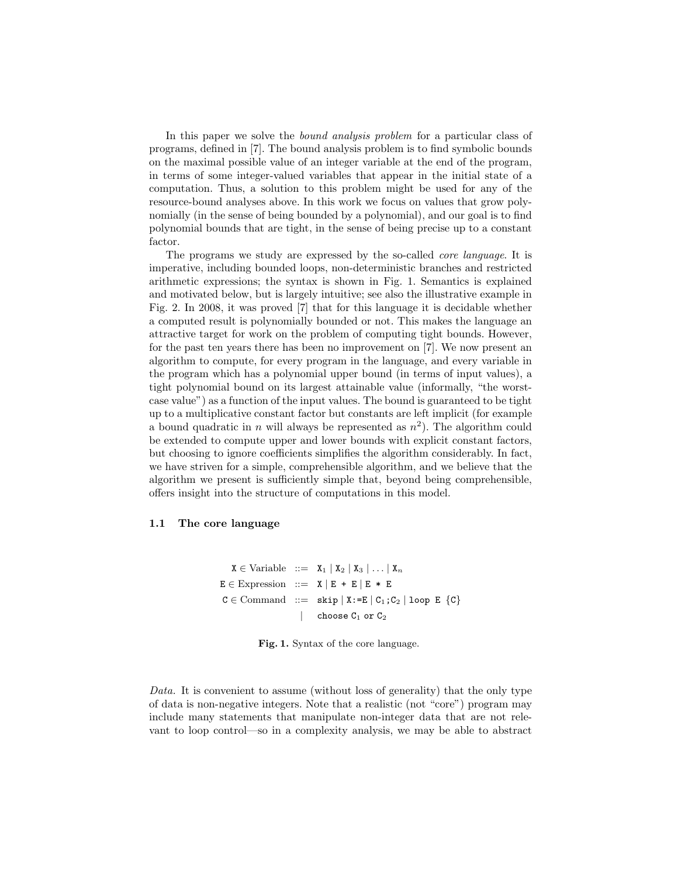In this paper we solve the *bound analysis problem* for a particular class of programs, defined in [7]. The bound analysis problem is to find symbolic bounds on the maximal possible value of an integer variable at the end of the program, in terms of some integer-valued variables that appear in the initial state of a computation. Thus, a solution to this problem might be used for any of the resource-bound analyses above. In this work we focus on values that grow polynomially (in the sense of being bounded by a polynomial), and our goal is to find polynomial bounds that are tight, in the sense of being precise up to a constant factor.

The programs we study are expressed by the so-called *core language*. It is imperative, including bounded loops, non-deterministic branches and restricted arithmetic expressions; the syntax is shown in Fig. 1. Semantics is explained and motivated below, but is largely intuitive; see also the illustrative example in Fig. 2. In 2008, it was proved [7] that for this language it is decidable whether a computed result is polynomially bounded or not. This makes the language an attractive target for work on the problem of computing tight bounds. However, for the past ten years there has been no improvement on [7]. We now present an algorithm to compute, for every program in the language, and every variable in the program which has a polynomial upper bound (in terms of input values), a tight polynomial bound on its largest attainable value (informally, "the worst-case value") as a function of the input values. The bound is guaranteed to be tight up to a multiplicative constant factor but constants are left implicit (for example a bound quadratic in $n$ will always be represented as $n^2$). The algorithm could be extended to compute upper and lower bounds with explicit constant factors, but choosing to ignore coefficients simplifies the algorithm considerably. In fact, we have striven for a simple, comprehensible algorithm, and we believe that the algorithm we present is sufficiently simple that, beyond being comprehensible, offers insight into the structure of computations in this model.

### 1.1 The core language

$$
\begin{array}{rcl}
\texttt{X} \in \text{Variable} & ::= & \texttt{X}_1 \mid \texttt{X}_2 \mid \texttt{X}_3 \mid \ldots \mid \texttt{X}_n \\
\texttt{E} \in \text{Expression} & ::= & \texttt{X} \mid \texttt{E + E} \mid \texttt{E * E} \\
\texttt{C} \in \text{Command} & ::= & \texttt{skip} \mid \texttt{X:=E} \mid \texttt{C}_1\texttt{;C}_2 \mid \texttt{loop E \{C\}} \\
 & \mid & \texttt{choose C}_1 \texttt{ or C}_2
\end{array}
$$

**Fig. 1.** Syntax of the core language.

*Data.* It is convenient to assume (without loss of generality) that the only type of data is non-negative integers. Note that a realistic (not "core") program may include many statements that manipulate non-integer data that are not relevant to loop control—so in a complexity analysis, we may be able to abstract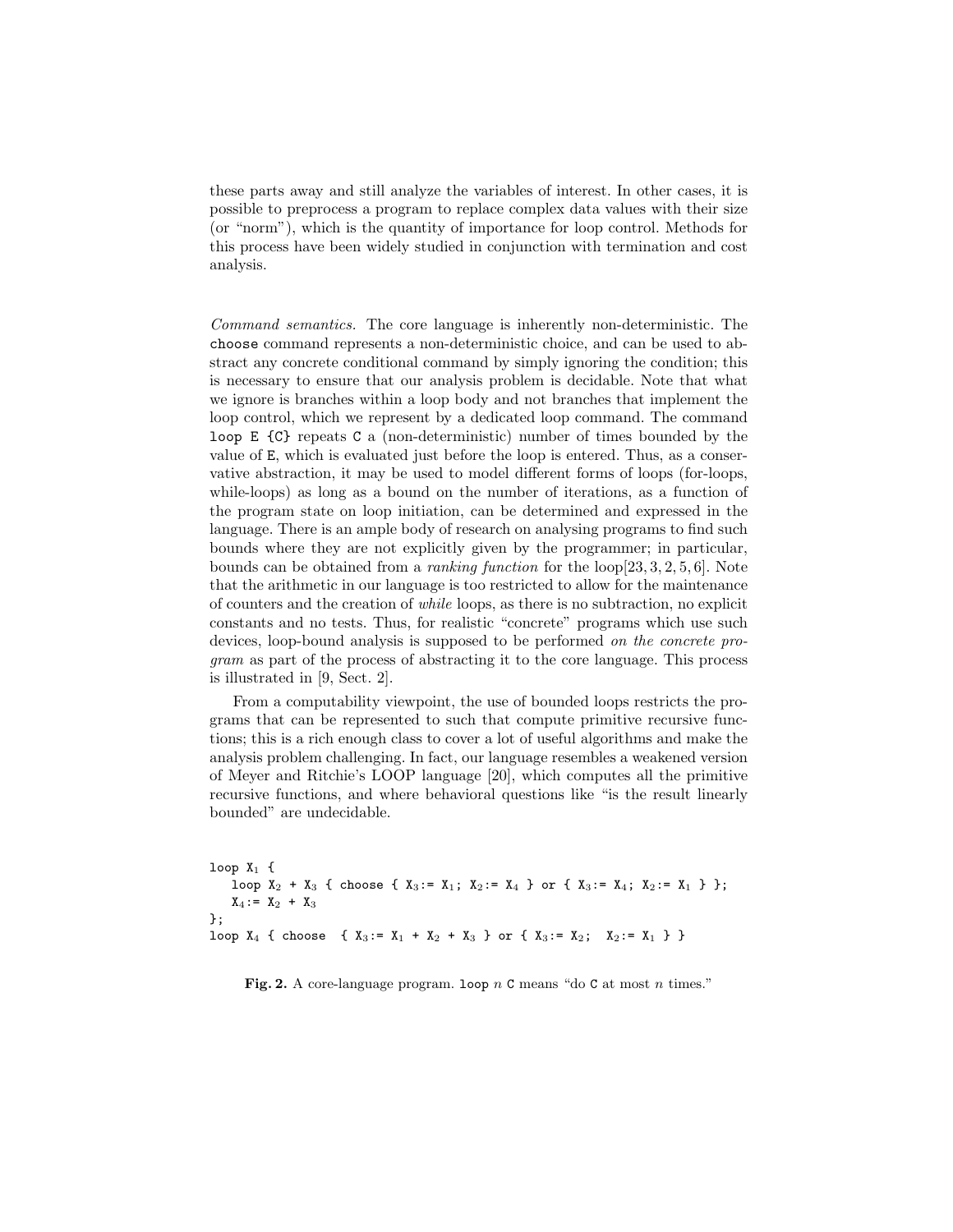these parts away and still analyze the variables of interest. In other cases, it is possible to preprocess a program to replace complex data values with their size (or "norm"), which is the quantity of importance for loop control. Methods for this process have been widely studied in conjunction with termination and cost analysis.

*Command semantics.* The core language is inherently non-deterministic. The `choose` command represents a non-deterministic choice, and can be used to abstract any concrete conditional command by simply ignoring the condition; this is necessary to ensure that our analysis problem is decidable. Note that what we ignore is branches within a loop body and not branches that implement the loop control, which we represent by a dedicated loop command. The command `loop E {C}` repeats `C` a (non-deterministic) number of times bounded by the value of `E`, which is evaluated just before the loop is entered. Thus, as a conservative abstraction, it may be used to model different forms of loops (for-loops, while-loops) as long as a bound on the number of iterations, as a function of the program state on loop initiation, can be determined and expressed in the language. There is an ample body of research on analysing programs to find such bounds where they are not explicitly given by the programmer; in particular, bounds can be obtained from a *ranking function* for the loop[23, 3, 2, 5, 6]. Note that the arithmetic in our language is too restricted to allow for the maintenance of counters and the creation of *while* loops, as there is no subtraction, no explicit constants and no tests. Thus, for realistic "concrete" programs which use such devices, loop-bound analysis is supposed to be performed *on the concrete program* as part of the process of abstracting it to the core language. This process is illustrated in [9, Sect. 2].

From a computability viewpoint, the use of bounded loops restricts the programs that can be represented to such that compute primitive recursive functions; this is a rich enough class to cover a lot of useful algorithms and make the analysis problem challenging. In fact, our language resembles a weakened version of Meyer and Ritchie's LOOP language [20], which computes all the primitive recursive functions, and where behavioral questions like "is the result linearly bounded" are undecidable.

```
loop X1 {
   loop X2 + X3 { choose { X3:= X1; X2:= X4 } or { X3:= X4; X2:= X1 } };
   X4:= X2 + X3
};
loop X4 { choose  { X3:= X1 + X2 + X3 } or { X3:= X2;  X2:= X1 } }
```

**Fig. 2.** A core-language program. `loop` $n$ `C` means "do `C` at most $n$ times."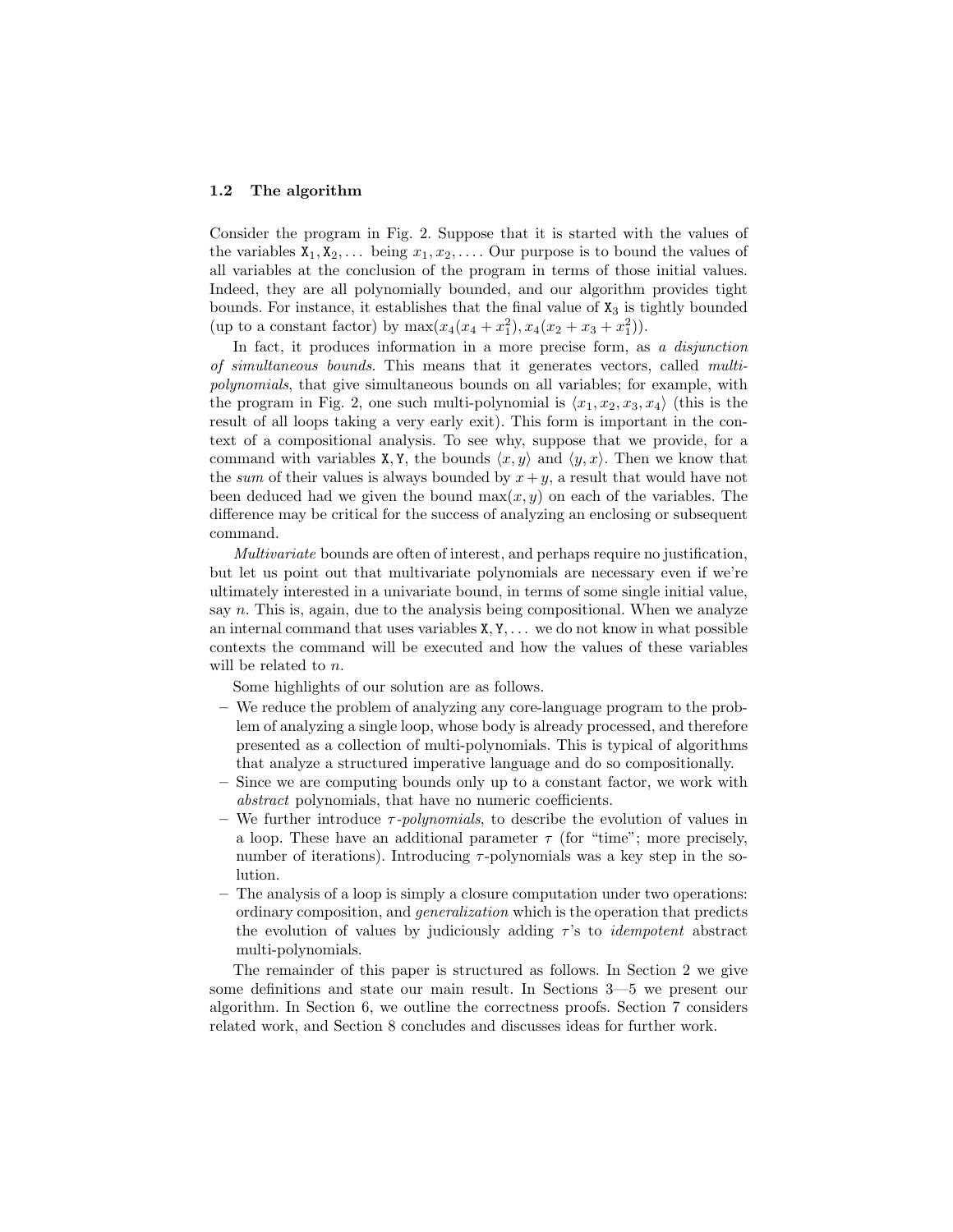### 1.2 The algorithm

Consider the program in Fig. 2. Suppose that it is started with the values of the variables $\mathtt{X}_1, \mathtt{X}_2, \ldots$ being $x_1, x_2, \ldots$. Our purpose is to bound the values of all variables at the conclusion of the program in terms of those initial values. Indeed, they are all polynomially bounded, and our algorithm provides tight bounds. For instance, it establishes that the final value of $\mathtt{X}_3$ is tightly bounded (up to a constant factor) by $\max(x_4(x_4 + x_1^2), x_4(x_2 + x_3 + x_1^2))$.

In fact, it produces information in a more precise form, as *a disjunction of simultaneous bounds*. This means that it generates vectors, called *multi-polynomials*, that give simultaneous bounds on all variables; for example, with the program in Fig. 2, one such multi-polynomial is $\langle x_1, x_2, x_3, x_4 \rangle$ (this is the result of all loops taking a very early exit). This form is important in the context of a compositional analysis. To see why, suppose that we provide, for a command with variables $\mathtt{X}, \mathtt{Y}$, the bounds $\langle x, y \rangle$ and $\langle y, x \rangle$. Then we know that the *sum* of their values is always bounded by $x + y$, a result that would have not been deduced had we given the bound $\max(x, y)$ on each of the variables. The difference may be critical for the success of analyzing an enclosing or subsequent command.

*Multivariate* bounds are often of interest, and perhaps require no justification, but let us point out that multivariate polynomials are necessary even if we're ultimately interested in a univariate bound, in terms of some single initial value, say $n$. This is, again, due to the analysis being compositional. When we analyze an internal command that uses variables $\mathtt{X}, \mathtt{Y}, \ldots$ we do not know in what possible contexts the command will be executed and how the values of these variables will be related to $n$.

Some highlights of our solution are as follows.

- We reduce the problem of analyzing any core-language program to the problem of analyzing a single loop, whose body is already processed, and therefore presented as a collection of multi-polynomials. This is typical of algorithms that analyze a structured imperative language and do so compositionally.
- Since we are computing bounds only up to a constant factor, we work with *abstract* polynomials, that have no numeric coefficients.
- We further introduce $\tau$-*polynomials*, to describe the evolution of values in a loop. These have an additional parameter $\tau$ (for "time"; more precisely, number of iterations). Introducing $\tau$-polynomials was a key step in the solution.
- The analysis of a loop is simply a closure computation under two operations: ordinary composition, and *generalization* which is the operation that predicts the evolution of values by judiciously adding $\tau$'s to *idempotent* abstract multi-polynomials.

The remainder of this paper is structured as follows. In Section 2 we give some definitions and state our main result. In Sections 3—5 we present our algorithm. In Section 6, we outline the correctness proofs. Section 7 considers related work, and Section 8 concludes and discusses ideas for further work.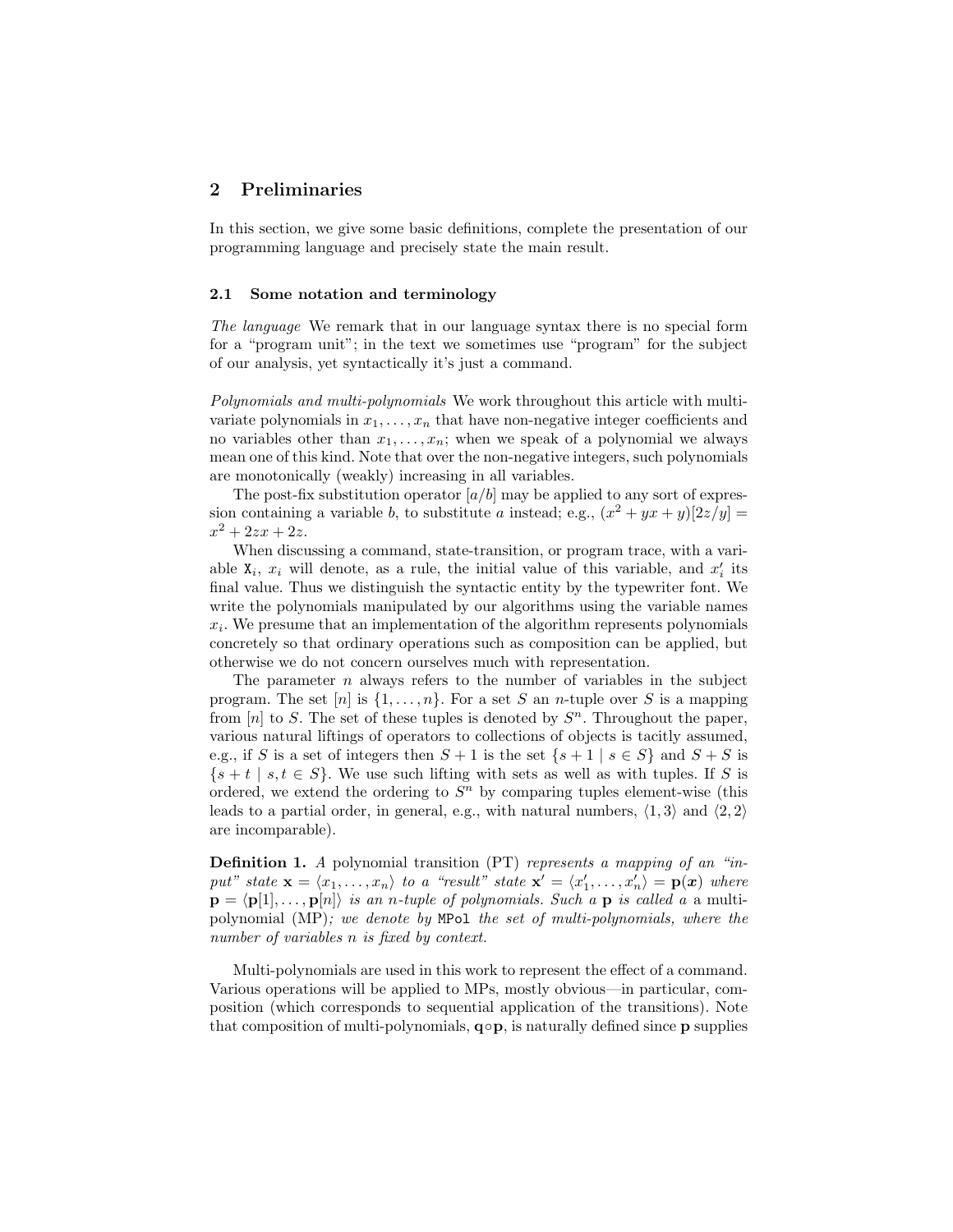## 2 Preliminaries

In this section, we give some basic definitions, complete the presentation of our programming language and precisely state the main result.

### 2.1 Some notation and terminology

*The language* We remark that in our language syntax there is no special form for a "program unit"; in the text we sometimes use "program" for the subject of our analysis, yet syntactically it's just a command.

*Polynomials and multi-polynomials* We work throughout this article with multivariate polynomials in $x_1, \ldots, x_n$ that have non-negative integer coefficients and no variables other than $x_1, \ldots, x_n$; when we speak of a polynomial we always mean one of this kind. Note that over the non-negative integers, such polynomials are monotonically (weakly) increasing in all variables.

The post-fix substitution operator $[a/b]$ may be applied to any sort of expression containing a variable $b$, to substitute $a$ instead; e.g., $(x^2 + yx + y)[2z/y] = x^2 + 2zx + 2z$.

When discussing a command, state-transition, or program trace, with a variable $\mathtt{X}_i$, $x_i$ will denote, as a rule, the initial value of this variable, and $x'_i$ its final value. Thus we distinguish the syntactic entity by the typewriter font. We write the polynomials manipulated by our algorithms using the variable names $x_i$. We presume that an implementation of the algorithm represents polynomials concretely so that ordinary operations such as composition can be applied, but otherwise we do not concern ourselves much with representation.

The parameter $n$ always refers to the number of variables in the subject program. The set $[n]$ is $\{1, \ldots, n\}$. For a set $S$ an $n$-tuple over $S$ is a mapping from $[n]$ to $S$. The set of these tuples is denoted by $S^n$. Throughout the paper, various natural liftings of operators to collections of objects is tacitly assumed, e.g., if $S$ is a set of integers then $S + 1$ is the set $\{s + 1 \mid s \in S\}$ and $S + S$ is $\{s + t \mid s, t \in S\}$. We use such lifting with sets as well as with tuples. If $S$ is ordered, we extend the ordering to $S^n$ by comparing tuples element-wise (this leads to a partial order, in general, e.g., with natural numbers, $\langle 1, 3 \rangle$ and $\langle 2, 2 \rangle$ are incomparable).

**Definition 1.** *A* polynomial transition (PT) *represents a mapping of an "input" state* $\mathbf{x} = \langle x_1, \ldots, x_n \rangle$ *to a "result" state* $\mathbf{x}' = \langle x'_1, \ldots, x'_n \rangle = \mathbf{p}(\boldsymbol{x})$ *where* $\mathbf{p} = \langle \mathbf{p}[1], \ldots, \mathbf{p}[n] \rangle$ *is an* $n$*-tuple of polynomials. Such a* $\mathbf{p}$ *is called a* a multi-polynomial (MP)*; we denote by* `MPol` *the set of multi-polynomials, where the number of variables* $n$ *is fixed by context.*

Multi-polynomials are used in this work to represent the effect of a command. Various operations will be applied to MPs, mostly obvious—in particular, composition (which corresponds to sequential application of the transitions). Note that composition of multi-polynomials, $\mathbf{q} \circ \mathbf{p}$, is naturally defined since $\mathbf{p}$ supplies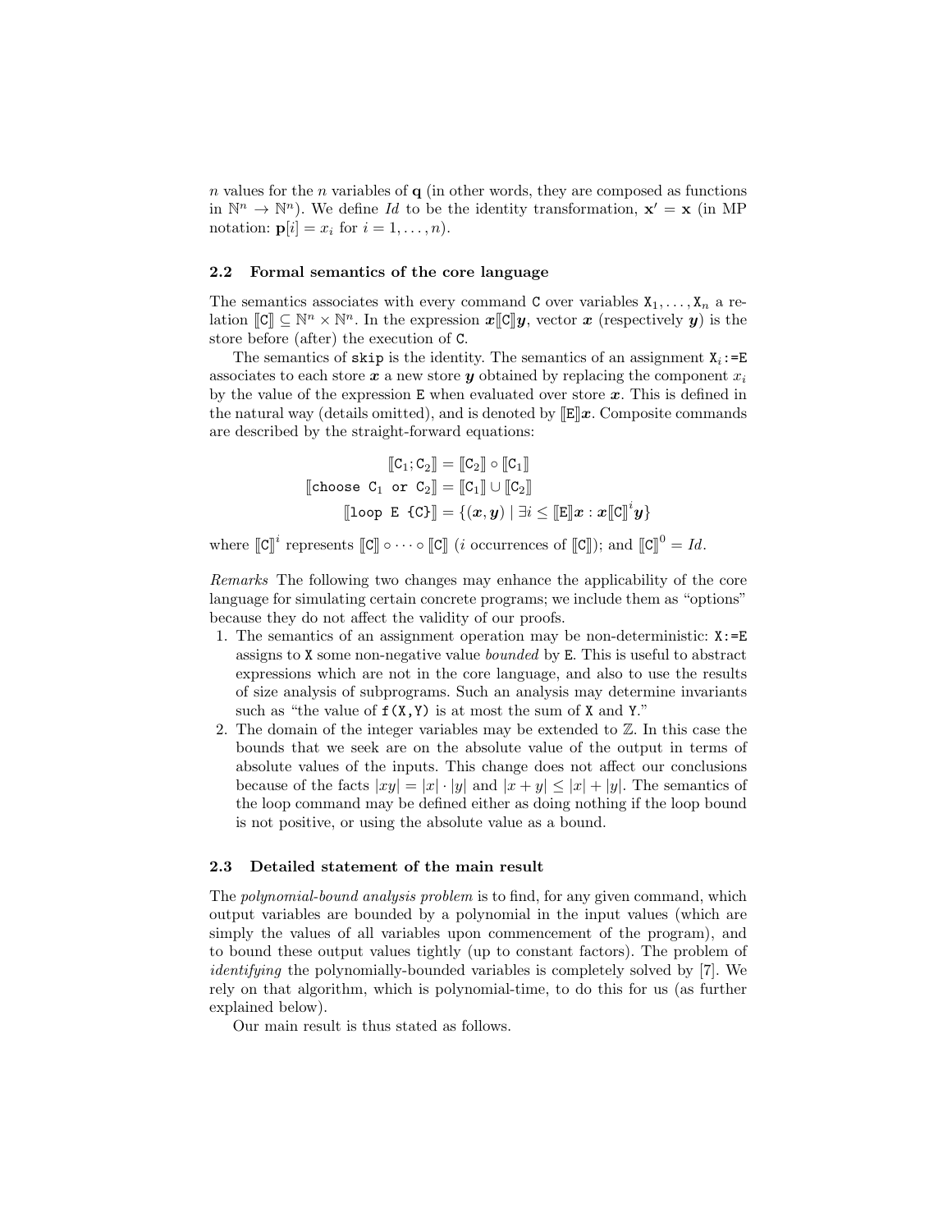$n$ values for the $n$ variables of $\mathbf{q}$ (in other words, they are composed as functions in $\mathbb{N}^n \to \mathbb{N}^n$). We define $Id$ to be the identity transformation, $\mathbf{x}' = \mathbf{x}$ (in MP notation: $\mathbf{p}[i] = x_i$ for $i = 1, \ldots, n$).

### 2.2 Formal semantics of the core language

The semantics associates with every command C over variables $\mathtt{X}_1, \ldots, \mathtt{X}_n$ a relation $[\![\mathtt{C}]\!] \subseteq \mathbb{N}^n \times \mathbb{N}^n$. In the expression $\boldsymbol{x}[\![\mathtt{C}]\!]\boldsymbol{y}$, vector $\boldsymbol{x}$ (respectively $\boldsymbol{y}$) is the store before (after) the execution of C.

The semantics of `skip` is the identity. The semantics of an assignment $\mathtt{X}_i$:=E associates to each store $\boldsymbol{x}$ a new store $\boldsymbol{y}$ obtained by replacing the component $x_i$ by the value of the expression E when evaluated over store $\boldsymbol{x}$. This is defined in the natural way (details omitted), and is denoted by $[\![\mathtt{E}]\!]\boldsymbol{x}$. Composite commands are described by the straight-forward equations:

$$[\![\mathtt{C}_1;\mathtt{C}_2]\!] = [\![\mathtt{C}_2]\!] \circ [\![\mathtt{C}_1]\!]$$

$$[\![\mathtt{choose}\ \mathtt{C}_1\ \mathtt{or}\ \mathtt{C}_2]\!] = [\![\mathtt{C}_1]\!] \cup [\![\mathtt{C}_2]\!]$$

$$[\![\mathtt{loop}\ \mathtt{E}\ \{\mathtt{C}\}]\!] = \{(\boldsymbol{x}, \boldsymbol{y}) \mid \exists i \leq [\![\mathtt{E}]\!]\boldsymbol{x} : \boldsymbol{x}[\![\mathtt{C}]\!]^i \boldsymbol{y}\}$$

where $[\![\mathtt{C}]\!]^i$ represents $[\![\mathtt{C}]\!] \circ \cdots \circ [\![\mathtt{C}]\!]$ ($i$ occurrences of $[\![\mathtt{C}]\!]$); and $[\![\mathtt{C}]\!]^0 = Id$.

*Remarks* The following two changes may enhance the applicability of the core language for simulating certain concrete programs; we include them as "options" because they do not affect the validity of our proofs.

1. The semantics of an assignment operation may be non-deterministic: X:=E assigns to X some non-negative value *bounded* by E. This is useful to abstract expressions which are not in the core language, and also to use the results of size analysis of subprograms. Such an analysis may determine invariants such as "the value of `f(X,Y)` is at most the sum of X and Y."
2. The domain of the integer variables may be extended to $\mathbb{Z}$. In this case the bounds that we seek are on the absolute value of the output in terms of absolute values of the inputs. This change does not affect our conclusions because of the facts $|xy| = |x| \cdot |y|$ and $|x + y| \leq |x| + |y|$. The semantics of the loop command may be defined either as doing nothing if the loop bound is not positive, or using the absolute value as a bound.

### 2.3 Detailed statement of the main result

The *polynomial-bound analysis problem* is to find, for any given command, which output variables are bounded by a polynomial in the input values (which are simply the values of all variables upon commencement of the program), and to bound these output values tightly (up to constant factors). The problem of *identifying* the polynomially-bounded variables is completely solved by [7]. We rely on that algorithm, which is polynomial-time, to do this for us (as further explained below).

Our main result is thus stated as follows.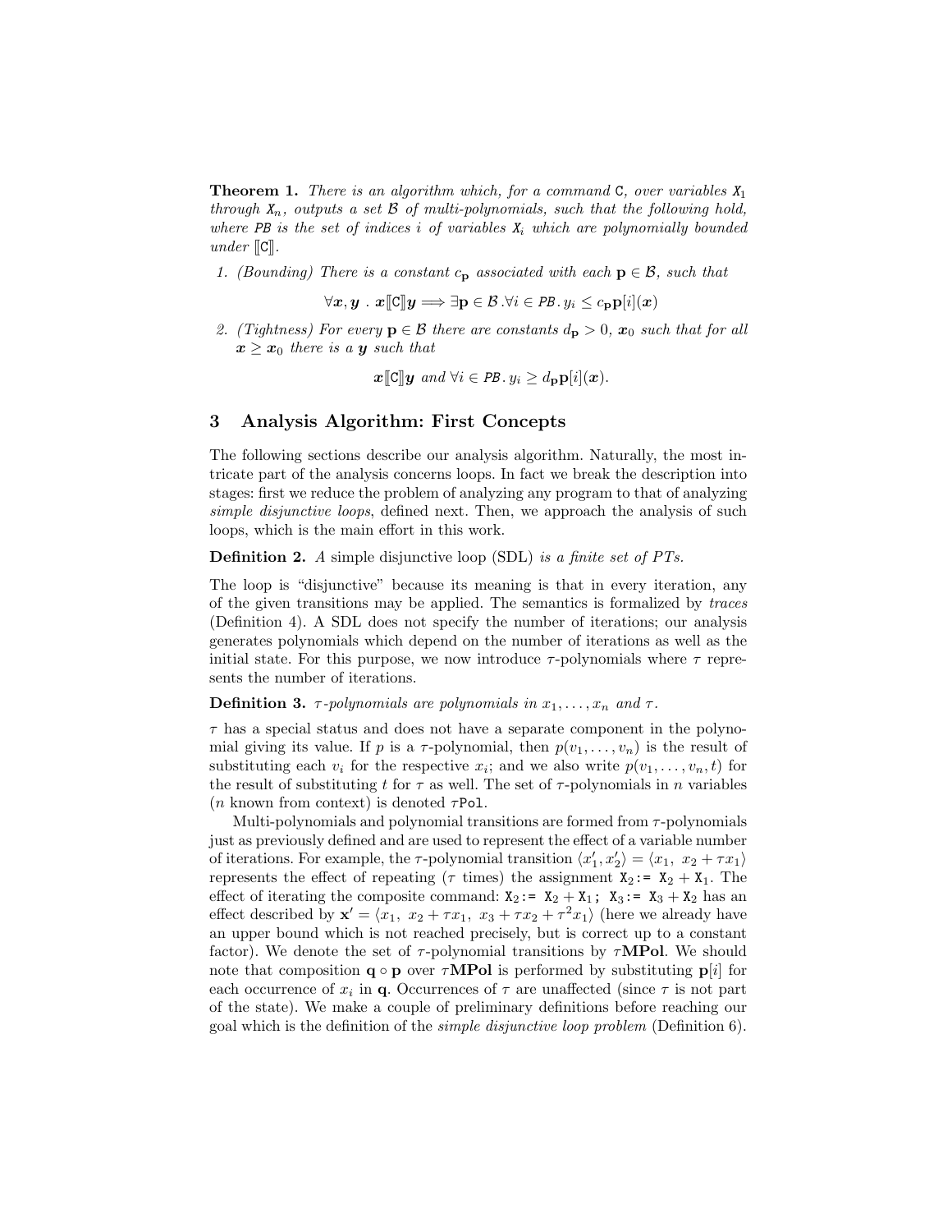**Theorem 1.** *There is an algorithm which, for a command* C*, over variables* $X_1$ *through* $X_n$*, outputs a set* $\mathcal{B}$ *of multi-polynomials, such that the following hold, where* $PB$ *is the set of indices* $i$ *of variables* $X_i$ *which are polynomially bounded under* $[\![C]\!]$.

1. *(Bounding) There is a constant* $c_{\mathbf{p}}$ *associated with each* $\mathbf{p} \in \mathcal{B}$*, such that*

$$\forall \boldsymbol{x}, \boldsymbol{y} \,.\, \boldsymbol{x}[\![C]\!]\boldsymbol{y} \Longrightarrow \exists \mathbf{p} \in \mathcal{B} \,.\forall i \in PB \,.\, y_i \leq c_{\mathbf{p}}\mathbf{p}[i](\boldsymbol{x})$$

2. *(Tightness) For every* $\mathbf{p} \in \mathcal{B}$ *there are constants* $d_{\mathbf{p}} > 0$, $\boldsymbol{x}_0$ *such that for all* $\boldsymbol{x} \geq \boldsymbol{x}_0$ *there is a* $\boldsymbol{y}$ *such that*

$$\boldsymbol{x}[\![C]\!]\boldsymbol{y} \text{ and } \forall i \in PB \,.\, y_i \geq d_{\mathbf{p}}\mathbf{p}[i](\boldsymbol{x}).$$

## 3 Analysis Algorithm: First Concepts

The following sections describe our analysis algorithm. Naturally, the most intricate part of the analysis concerns loops. In fact we break the description into stages: first we reduce the problem of analyzing any program to that of analyzing *simple disjunctive loops*, defined next. Then, we approach the analysis of such loops, which is the main effort in this work.

**Definition 2.** *A* simple disjunctive loop (SDL) *is a finite set of PTs.*

The loop is "disjunctive" because its meaning is that in every iteration, any of the given transitions may be applied. The semantics is formalized by *traces* (Definition 4). A SDL does not specify the number of iterations; our analysis generates polynomials which depend on the number of iterations as well as the initial state. For this purpose, we now introduce $\tau$-polynomials where $\tau$ represents the number of iterations.

**Definition 3.** *$\tau$-polynomials are polynomials in $x_1, \ldots, x_n$ and $\tau$.*

$\tau$ has a special status and does not have a separate component in the polynomial giving its value. If $p$ is a $\tau$-polynomial, then $p(v_1, \ldots, v_n)$ is the result of substituting each $v_i$ for the respective $x_i$; and we also write $p(v_1, \ldots, v_n, t)$ for the result of substituting $t$ for $\tau$ as well. The set of $\tau$-polynomials in $n$ variables ($n$ known from context) is denoted $\tau\mathtt{Pol}$.

Multi-polynomials and polynomial transitions are formed from $\tau$-polynomials just as previously defined and are used to represent the effect of a variable number of iterations. For example, the $\tau$-polynomial transition $\langle x_1', x_2' \rangle = \langle x_1,\ x_2 + \tau x_1 \rangle$ represents the effect of repeating ($\tau$ times) the assignment $X_2$:= $X_2 + X_1$. The effect of iterating the composite command: $X_2$:= $X_2 + X_1$; $X_3$:= $X_3 + X_2$ has an effect described by $\mathbf{x}' = \langle x_1,\ x_2 + \tau x_1,\ x_3 + \tau x_2 + \tau^2 x_1 \rangle$ (here we already have an upper bound which is not reached precisely, but is correct up to a constant factor). We denote the set of $\tau$-polynomial transitions by $\tau\mathbf{MPol}$. We should note that composition $\mathbf{q} \circ \mathbf{p}$ over $\tau\mathbf{MPol}$ is performed by substituting $\mathbf{p}[i]$ for each occurrence of $x_i$ in $\mathbf{q}$. Occurrences of $\tau$ are unaffected (since $\tau$ is not part of the state). We make a couple of preliminary definitions before reaching our goal which is the definition of the *simple disjunctive loop problem* (Definition 6).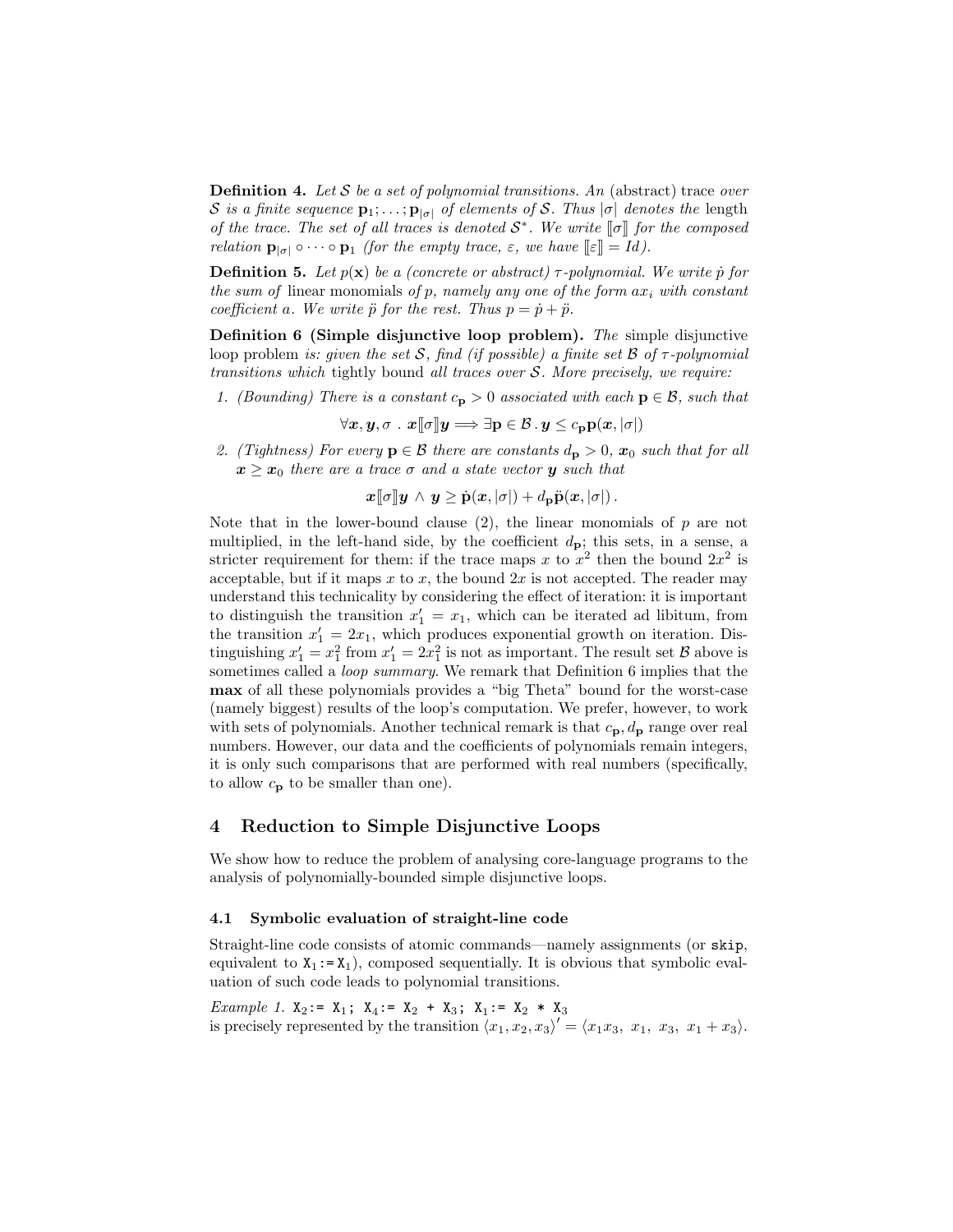**Definition 4.** *Let $\mathcal{S}$ be a set of polynomial transitions. An* (abstract) trace *over $\mathcal{S}$ is a finite sequence $\mathbf{p}_1; \ldots; \mathbf{p}_{|\sigma|}$ of elements of $\mathcal{S}$. Thus $|\sigma|$ denotes the* length *of the trace. The set of all traces is denoted $\mathcal{S}^*$. We write $[\![\sigma]\!]$ for the composed relation $\mathbf{p}_{|\sigma|} \circ \cdots \circ \mathbf{p}_1$ (for the empty trace, $\varepsilon$, we have $[\![\varepsilon]\!] = Id$).*

**Definition 5.** *Let $p(\mathbf{x})$ be a (concrete or abstract) $\tau$-polynomial. We write $\dot{p}$ for the sum of* linear monomials *of $p$, namely any one of the form $ax_i$ with constant coefficient $a$. We write $\ddot{p}$ for the rest. Thus $p = \dot{p} + \ddot{p}$.*

**Definition 6 (Simple disjunctive loop problem).** *The* simple disjunctive loop problem *is: given the set $\mathcal{S}$, find (if possible) a finite set $\mathcal{B}$ of $\tau$-polynomial transitions which* tightly bound *all traces over $\mathcal{S}$. More precisely, we require:*

1. *(Bounding) There is a constant $c_{\mathbf{p}} > 0$ associated with each $\mathbf{p} \in \mathcal{B}$, such that*

$$\forall \boldsymbol{x}, \boldsymbol{y}, \sigma \,.\, \boldsymbol{x}[\![\sigma]\!]\boldsymbol{y} \Longrightarrow \exists \mathbf{p} \in \mathcal{B} \,.\, \boldsymbol{y} \le c_{\mathbf{p}}\mathbf{p}(\boldsymbol{x}, |\sigma|)$$

2. *(Tightness) For every $\mathbf{p} \in \mathcal{B}$ there are constants $d_{\mathbf{p}} > 0$, $\boldsymbol{x}_0$ such that for all $\boldsymbol{x} \ge \boldsymbol{x}_0$ there are a trace $\sigma$ and a state vector $\boldsymbol{y}$ such that*

$$\boldsymbol{x}[\![\sigma]\!]\boldsymbol{y} \,\wedge\, \boldsymbol{y} \ge \dot{\mathbf{p}}(\boldsymbol{x}, |\sigma|) + d_{\mathbf{p}}\ddot{\mathbf{p}}(\boldsymbol{x}, |\sigma|)\,.$$

Note that in the lower-bound clause (2), the linear monomials of $p$ are not multiplied, in the left-hand side, by the coefficient $d_{\mathbf{p}}$; this sets, in a sense, a stricter requirement for them: if the trace maps $x$ to $x^2$ then the bound $2x^2$ is acceptable, but if it maps $x$ to $x$, the bound $2x$ is not accepted. The reader may understand this technicality by considering the effect of iteration: it is important to distinguish the transition $x_1' = x_1$, which can be iterated ad libitum, from the transition $x_1' = 2x_1$, which produces exponential growth on iteration. Distinguishing $x_1' = x_1^2$ from $x_1' = 2x_1^2$ is not as important. The result set $\mathcal{B}$ above is sometimes called a *loop summary*. We remark that Definition 6 implies that the **max** of all these polynomials provides a "big Theta" bound for the worst-case (namely biggest) results of the loop's computation. We prefer, however, to work with sets of polynomials. Another technical remark is that $c_{\mathbf{p}}, d_{\mathbf{p}}$ range over real numbers. However, our data and the coefficients of polynomials remain integers, it is only such comparisons that are performed with real numbers (specifically, to allow $c_{\mathbf{p}}$ to be smaller than one).

## 4 Reduction to Simple Disjunctive Loops

We show how to reduce the problem of analysing core-language programs to the analysis of polynomially-bounded simple disjunctive loops.

### 4.1 Symbolic evaluation of straight-line code

Straight-line code consists of atomic commands—namely assignments (or `skip`, equivalent to `X1:=X1`), composed sequentially. It is obvious that symbolic evaluation of such code leads to polynomial transitions.

*Example 1.* `X2:= X1; X4:= X2 + X3; X1:= X2 * X3`
is precisely represented by the transition $\langle x_1, x_2, x_3\rangle' = \langle x_1x_3,\ x_1,\ x_3,\ x_1 + x_3\rangle$.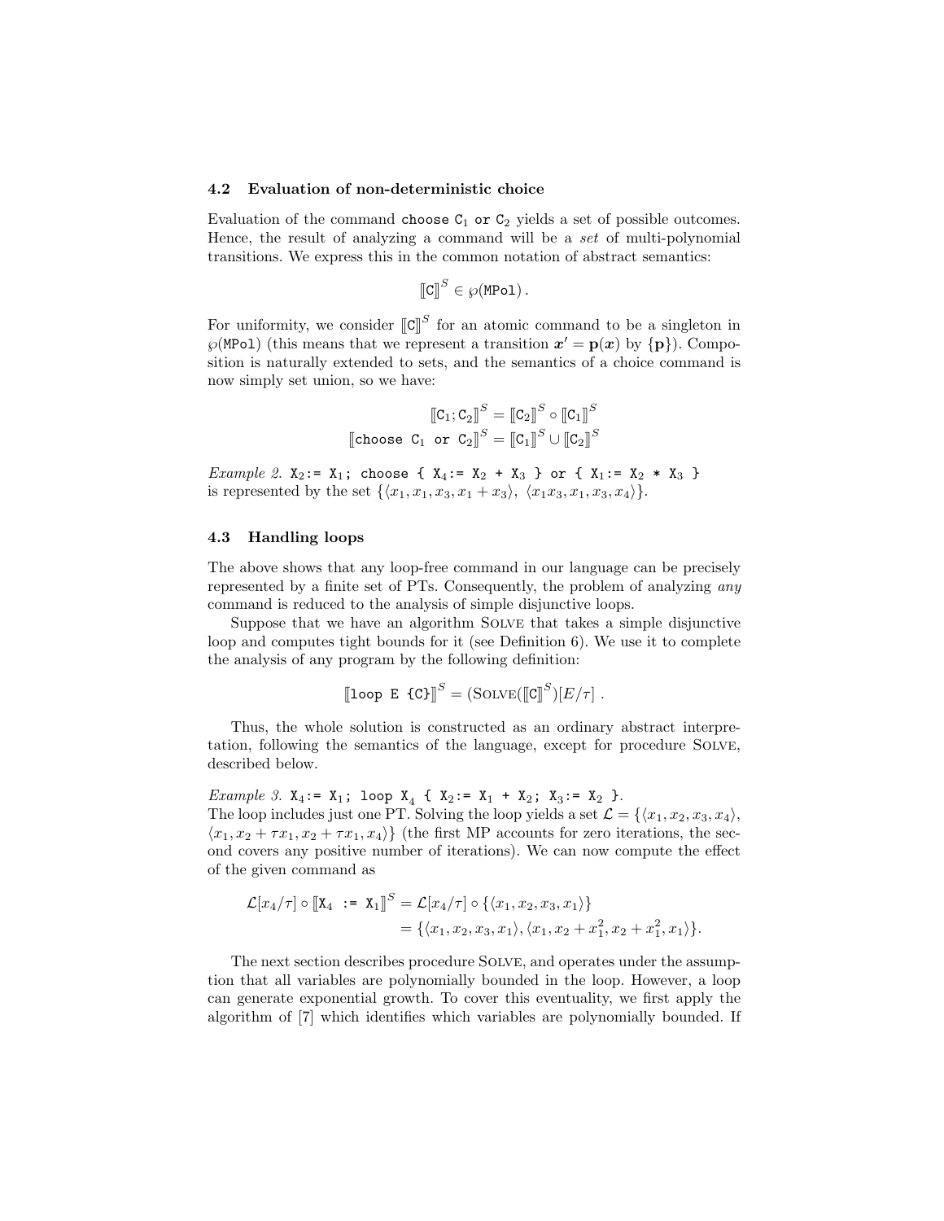### 4.2 Evaluation of non-deterministic choice

Evaluation of the command `choose C`$_1$ `or C`$_2$ yields a set of possible outcomes. Hence, the result of analyzing a command will be a *set* of multi-polynomial transitions. We express this in the common notation of abstract semantics:

$$[\![\mathtt{C}]\!]^S \in \wp(\mathtt{MPol})\,.$$

For uniformity, we consider $[\![\mathtt{C}]\!]^S$ for an atomic command to be a singleton in $\wp(\mathtt{MPol})$ (this means that we represent a transition $\boldsymbol{x}' = \mathbf{p}(\boldsymbol{x})$ by $\{\mathbf{p}\}$). Composition is naturally extended to sets, and the semantics of a choice command is now simply set union, so we have:

$$[\![\mathtt{C}_1; \mathtt{C}_2]\!]^S = [\![\mathtt{C}_2]\!]^S \circ [\![\mathtt{C}_1]\!]^S$$
$$[\![\mathtt{choose}\ \mathtt{C}_1\ \mathtt{or}\ \mathtt{C}_2]\!]^S = [\![\mathtt{C}_1]\!]^S \cup [\![\mathtt{C}_2]\!]^S$$

*Example 2.* `X`$_2$`:= X`$_1$`; choose { X`$_4$`:= X`$_2$` + X`$_3$` } or { X`$_1$`:= X`$_2$` * X`$_3$` }` is represented by the set $\{\langle x_1, x_1, x_3, x_1 + x_3\rangle,\ \langle x_1x_3, x_1, x_3, x_4\rangle\}$.

### 4.3 Handling loops

The above shows that any loop-free command in our language can be precisely represented by a finite set of PTs. Consequently, the problem of analyzing *any* command is reduced to the analysis of simple disjunctive loops.

Suppose that we have an algorithm Solve that takes a simple disjunctive loop and computes tight bounds for it (see Definition 6). We use it to complete the analysis of any program by the following definition:

$$[\![\mathtt{loop\ E\ \{C\}}]\!]^S = (\textsc{Solve}([\![\mathtt{C}]\!]^S)[E/\tau]\,.$$

Thus, the whole solution is constructed as an ordinary abstract interpretation, following the semantics of the language, except for procedure Solve, described below.

*Example 3.* `X`$_4$`:= X`$_1$`; loop X`$_4$` { X`$_2$`:= X`$_1$` + X`$_2$`; X`$_3$`:= X`$_2$` }`.
The loop includes just one PT. Solving the loop yields a set $\mathcal{L} = \{\langle x_1, x_2, x_3, x_4\rangle, \langle x_1, x_2 + \tau x_1, x_2 + \tau x_1, x_4\rangle\}$ (the first MP accounts for zero iterations, the second covers any positive number of iterations). We can now compute the effect of the given command as

$$\begin{aligned}\mathcal{L}[x_4/\tau] \circ [\![\mathtt{X}_4\ \mathtt{:=}\ \mathtt{X}_1]\!]^S &= \mathcal{L}[x_4/\tau] \circ \{\langle x_1, x_2, x_3, x_1\rangle\} \\ &= \{\langle x_1, x_2, x_3, x_1\rangle, \langle x_1, x_2 + x_1^2, x_2 + x_1^2, x_1\rangle\}.\end{aligned}$$

The next section describes procedure Solve, and operates under the assumption that all variables are polynomially bounded in the loop. However, a loop can generate exponential growth. To cover this eventuality, we first apply the algorithm of [7] which identifies which variables are polynomially bounded. If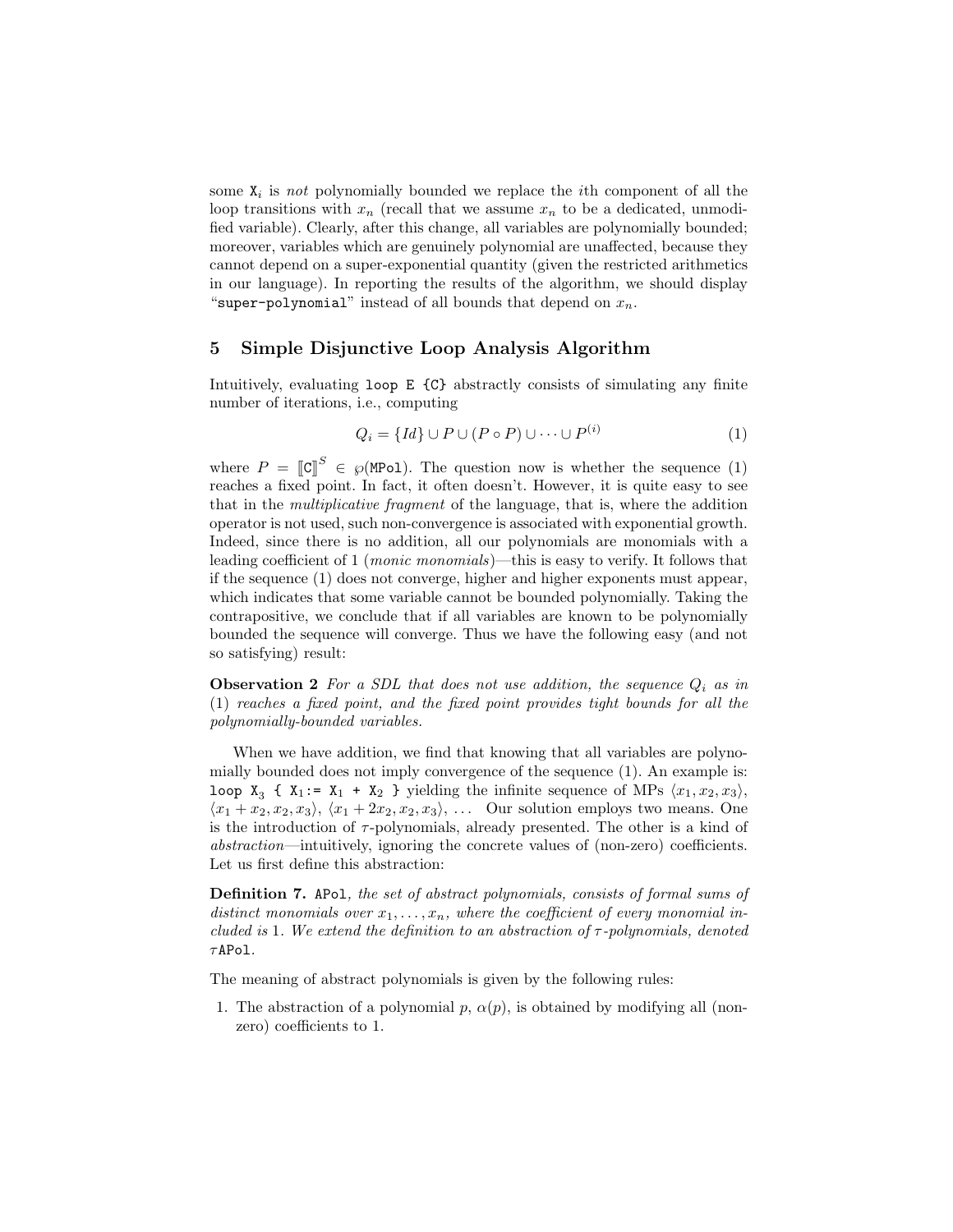some $\texttt{X}_i$ is *not* polynomially bounded we replace the $i$th component of all the loop transitions with $x_n$ (recall that we assume $x_n$ to be a dedicated, unmodified variable). Clearly, after this change, all variables are polynomially bounded; moreover, variables which are genuinely polynomial are unaffected, because they cannot depend on a super-exponential quantity (given the restricted arithmetics in our language). In reporting the results of the algorithm, we should display "`super-polynomial`" instead of all bounds that depend on $x_n$.

## 5 Simple Disjunctive Loop Analysis Algorithm

Intuitively, evaluating `loop E {C}` abstractly consists of simulating any finite number of iterations, i.e., computing

$$Q_i = \{Id\} \cup P \cup (P \circ P) \cup \cdots \cup P^{(i)} \tag{1}$$

where $P = [\![\texttt{C}]\!]^S \in \wp(\texttt{MPol})$. The question now is whether the sequence (1) reaches a fixed point. In fact, it often doesn't. However, it is quite easy to see that in the *multiplicative fragment* of the language, that is, where the addition operator is not used, such non-convergence is associated with exponential growth. Indeed, since there is no addition, all our polynomials are monomials with a leading coefficient of 1 (*monic monomials*)—this is easy to verify. It follows that if the sequence (1) does not converge, higher and higher exponents must appear, which indicates that some variable cannot be bounded polynomially. Taking the contrapositive, we conclude that if all variables are known to be polynomially bounded the sequence will converge. Thus we have the following easy (and not so satisfying) result:

**Observation 2** *For a SDL that does not use addition, the sequence $Q_i$ as in (1) reaches a fixed point, and the fixed point provides tight bounds for all the polynomially-bounded variables.*

When we have addition, we find that knowing that all variables are polynomially bounded does not imply convergence of the sequence (1). An example is: `loop` $\texttt{X}_3$ `{` $\texttt{X}_1$`:=` $\texttt{X}_1$ `+` $\texttt{X}_2$ `}` yielding the infinite sequence of MPs $\langle x_1, x_2, x_3\rangle$, $\langle x_1 + x_2, x_2, x_3\rangle$, $\langle x_1 + 2x_2, x_2, x_3\rangle$, ... Our solution employs two means. One is the introduction of $\tau$-polynomials, already presented. The other is a kind of *abstraction*—intuitively, ignoring the concrete values of (non-zero) coefficients. Let us first define this abstraction:

**Definition 7.** `APol`*, the set of abstract polynomials, consists of formal sums of distinct monomials over $x_1, \ldots, x_n$, where the coefficient of every monomial included is 1. We extend the definition to an abstraction of $\tau$-polynomials, denoted $\tau$*`APol`*.*

The meaning of abstract polynomials is given by the following rules:

1. The abstraction of a polynomial $p$, $\alpha(p)$, is obtained by modifying all (non-zero) coefficients to 1.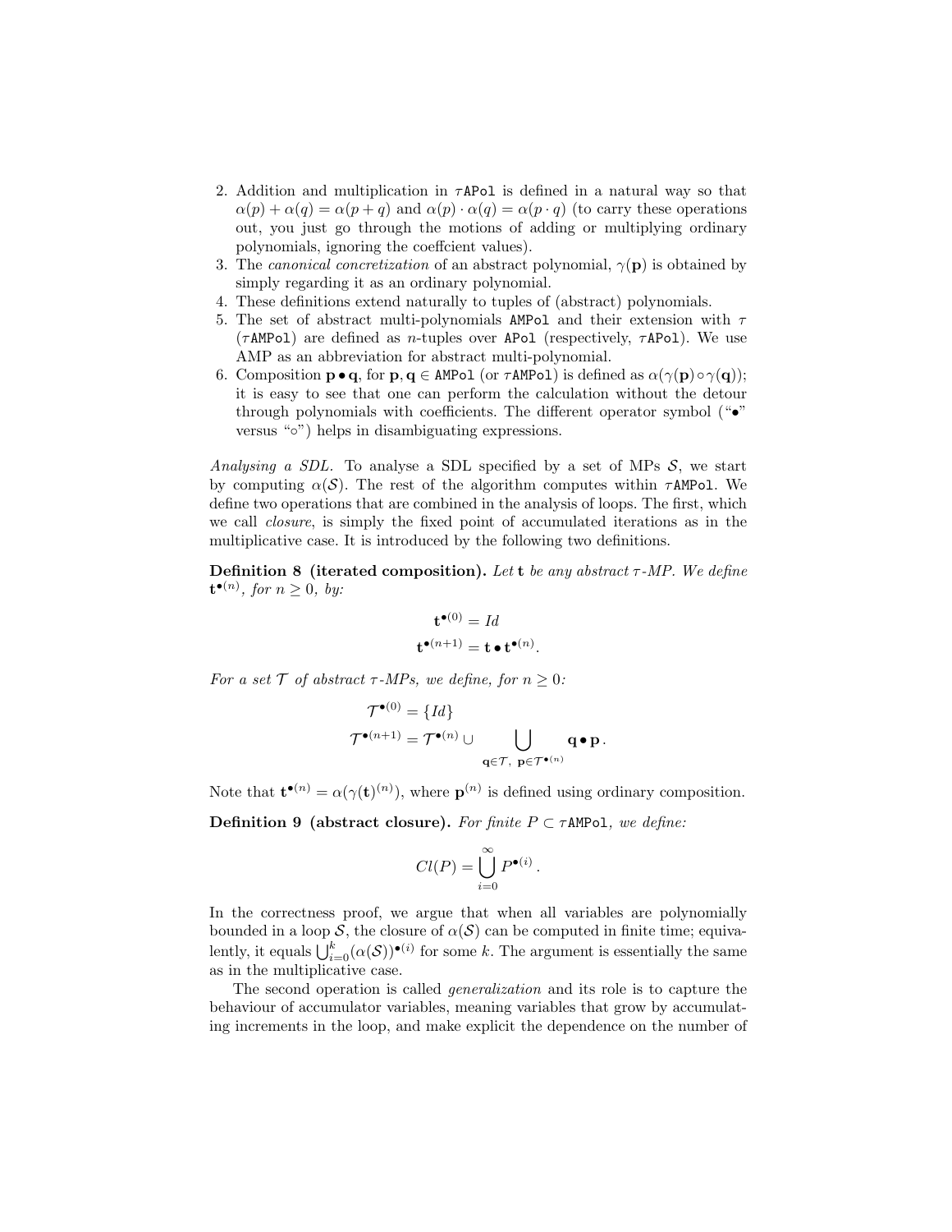2. Addition and multiplication in $\tau$`APol` is defined in a natural way so that $\alpha(p) + \alpha(q) = \alpha(p + q)$ and $\alpha(p) \cdot \alpha(q) = \alpha(p \cdot q)$ (to carry these operations out, you just go through the motions of adding or multiplying ordinary polynomials, ignoring the coeffcient values).
3. The *canonical concretization* of an abstract polynomial, $\gamma(\mathbf{p})$ is obtained by simply regarding it as an ordinary polynomial.
4. These definitions extend naturally to tuples of (abstract) polynomials.
5. The set of abstract multi-polynomials `AMPol` and their extension with $\tau$ ($\tau$`AMPol`) are defined as $n$-tuples over `APol` (respectively, $\tau$`APol`). We use AMP as an abbreviation for abstract multi-polynomial.
6. Composition $\mathbf{p} \bullet \mathbf{q}$, for $\mathbf{p}, \mathbf{q} \in$ `AMPol` (or $\tau$`AMPol`) is defined as $\alpha(\gamma(\mathbf{p}) \circ \gamma(\mathbf{q}))$; it is easy to see that one can perform the calculation without the detour through polynomials with coefficients. The different operator symbol ("$\bullet$" versus "$\circ$") helps in disambiguating expressions.

*Analysing a SDL.* To analyse a SDL specified by a set of MPs $\mathcal{S}$, we start by computing $\alpha(\mathcal{S})$. The rest of the algorithm computes within $\tau$`AMPol`. We define two operations that are combined in the analysis of loops. The first, which we call *closure*, is simply the fixed point of accumulated iterations as in the multiplicative case. It is introduced by the following two definitions.

**Definition 8 (iterated composition).** *Let $\mathbf{t}$ be any abstract $\tau$-MP. We define $\mathbf{t}^{\bullet(n)}$, for $n \geq 0$, by:*

$$\mathbf{t}^{\bullet(0)} = Id$$
$$\mathbf{t}^{\bullet(n+1)} = \mathbf{t} \bullet \mathbf{t}^{\bullet(n)}.$$

*For a set $\mathcal{T}$ of abstract $\tau$-MPs, we define, for $n \geq 0$:*

$$\mathcal{T}^{\bullet(0)} = \{Id\}$$
$$\mathcal{T}^{\bullet(n+1)} = \mathcal{T}^{\bullet(n)} \cup \bigcup_{\mathbf{q} \in \mathcal{T},\ \mathbf{p} \in \mathcal{T}^{\bullet(n)}} \mathbf{q} \bullet \mathbf{p}\,.$$

Note that $\mathbf{t}^{\bullet(n)} = \alpha(\gamma(\mathbf{t})^{(n)})$, where $\mathbf{p}^{(n)}$ is defined using ordinary composition.

**Definition 9 (abstract closure).** *For finite $P \subset \tau$`AMPol`, we define:*

$$Cl(P) = \bigcup_{i=0}^{\infty} P^{\bullet(i)}\,.$$

In the correctness proof, we argue that when all variables are polynomially bounded in a loop $\mathcal{S}$, the closure of $\alpha(\mathcal{S})$ can be computed in finite time; equivalently, it equals $\bigcup_{i=0}^{k} (\alpha(\mathcal{S}))^{\bullet(i)}$ for some $k$. The argument is essentially the same as in the multiplicative case.

The second operation is called *generalization* and its role is to capture the behaviour of accumulator variables, meaning variables that grow by accumulating increments in the loop, and make explicit the dependence on the number of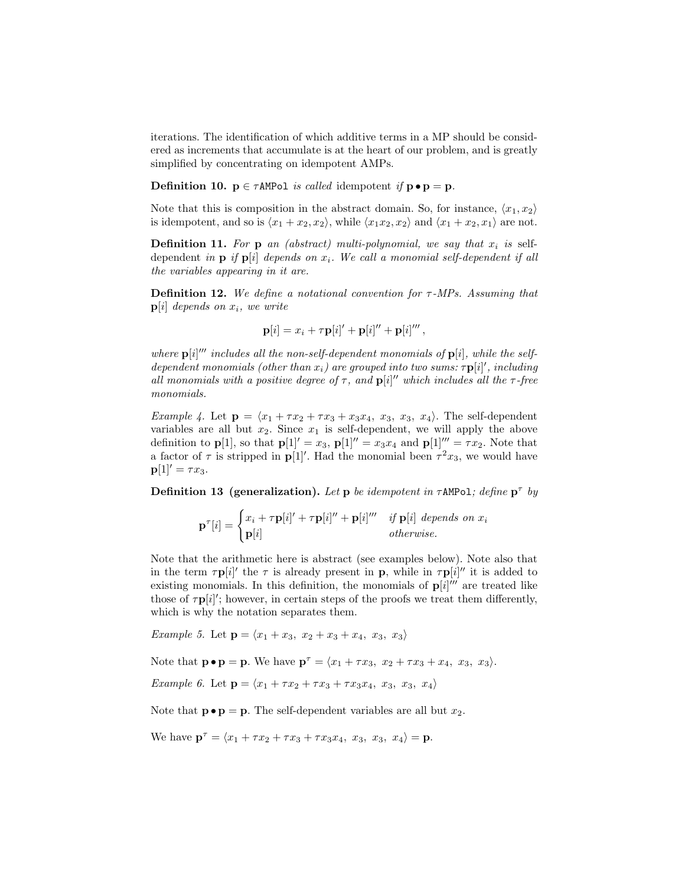iterations. The identification of which additive terms in a MP should be considered as increments that accumulate is at the heart of our problem, and is greatly simplified by concentrating on idempotent AMPs.

**Definition 10.** *$\mathbf{p} \in \tau$`AMPol` is called* idempotent *if $\mathbf{p} \bullet \mathbf{p} = \mathbf{p}$.*

Note that this is composition in the abstract domain. So, for instance, $\langle x_1, x_2 \rangle$ is idempotent, and so is $\langle x_1 + x_2, x_2 \rangle$, while $\langle x_1 x_2, x_2 \rangle$ and $\langle x_1 + x_2, x_1 \rangle$ are not.

**Definition 11.** *For $\mathbf{p}$ an (abstract) multi-polynomial, we say that $x_i$ is* self-dependent *in $\mathbf{p}$ if $\mathbf{p}[i]$ depends on $x_i$. We call a monomial self-dependent if all the variables appearing in it are.*

**Definition 12.** *We define a notational convention for $\tau$-MPs. Assuming that $\mathbf{p}[i]$ depends on $x_i$, we write*

$$\mathbf{p}[i] = x_i + \tau \mathbf{p}[i]' + \mathbf{p}[i]'' + \mathbf{p}[i]''' \,,$$

*where $\mathbf{p}[i]'''$ includes all the non-self-dependent monomials of $\mathbf{p}[i]$, while the self-dependent monomials (other than $x_i$) are grouped into two sums: $\tau\mathbf{p}[i]'$, including all monomials with a positive degree of $\tau$, and $\mathbf{p}[i]''$ which includes all the $\tau$-free monomials.*

*Example 4.* Let $\mathbf{p} = \langle x_1 + \tau x_2 + \tau x_3 + x_3 x_4,\ x_3,\ x_3,\ x_4 \rangle$. The self-dependent variables are all but $x_2$. Since $x_1$ is self-dependent, we will apply the above definition to $\mathbf{p}[1]$, so that $\mathbf{p}[1]' = x_3$, $\mathbf{p}[1]'' = x_3 x_4$ and $\mathbf{p}[1]''' = \tau x_2$. Note that a factor of $\tau$ is stripped in $\mathbf{p}[1]'$. Had the monomial been $\tau^2 x_3$, we would have $\mathbf{p}[1]' = \tau x_3$.

**Definition 13 (generalization).** *Let $\mathbf{p}$ be idempotent in $\tau$`AMPol`; define $\mathbf{p}^\tau$ by*

$$\mathbf{p}^\tau[i] = \begin{cases} x_i + \tau\mathbf{p}[i]' + \tau\mathbf{p}[i]'' + \mathbf{p}[i]''' & \text{if } \mathbf{p}[i] \text{ depends on } x_i \\ \mathbf{p}[i] & \text{otherwise.} \end{cases}$$

Note that the arithmetic here is abstract (see examples below). Note also that in the term $\tau\mathbf{p}[i]'$ the $\tau$ is already present in $\mathbf{p}$, while in $\tau\mathbf{p}[i]''$ it is added to existing monomials. In this definition, the monomials of $\mathbf{p}[i]'''$ are treated like those of $\tau\mathbf{p}[i]'$; however, in certain steps of the proofs we treat them differently, which is why the notation separates them.

*Example 5.* Let $\mathbf{p} = \langle x_1 + x_3,\ x_2 + x_3 + x_4,\ x_3,\ x_3 \rangle$

Note that $\mathbf{p} \bullet \mathbf{p} = \mathbf{p}$. We have $\mathbf{p}^\tau = \langle x_1 + \tau x_3,\ x_2 + \tau x_3 + x_4,\ x_3,\ x_3 \rangle$.

*Example 6.* Let $\mathbf{p} = \langle x_1 + \tau x_2 + \tau x_3 + \tau x_3 x_4,\ x_3,\ x_3,\ x_4 \rangle$

Note that $\mathbf{p} \bullet \mathbf{p} = \mathbf{p}$. The self-dependent variables are all but $x_2$.

We have $\mathbf{p}^\tau = \langle x_1 + \tau x_2 + \tau x_3 + \tau x_3 x_4,\ x_3,\ x_3,\ x_4 \rangle = \mathbf{p}$.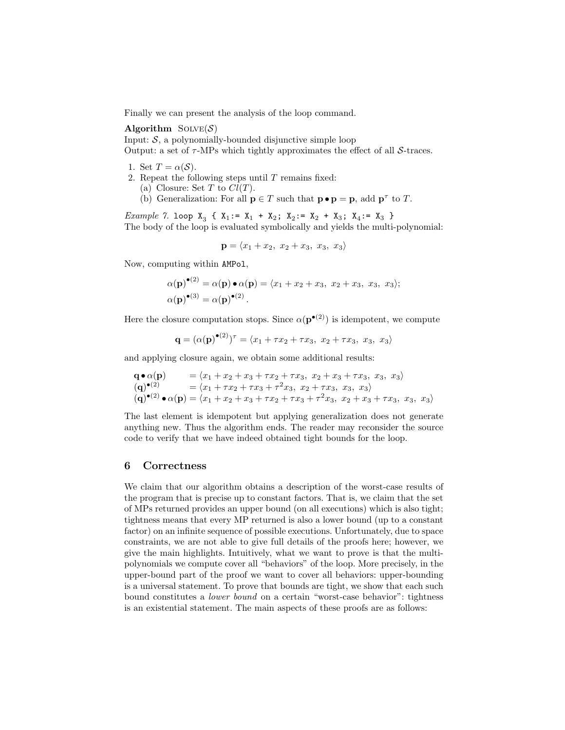Finally we can present the analysis of the loop command.

**Algorithm** Solve($\mathcal{S}$)
Input: $\mathcal{S}$, a polynomially-bounded disjunctive simple loop
Output: a set of $\tau$-MPs which tightly approximates the effect of all $\mathcal{S}$-traces.

1. Set $T = \alpha(\mathcal{S})$.
2. Repeat the following steps until $T$ remains fixed:
   (a) Closure: Set $T$ to $Cl(T)$.
   (b) Generalization: For all $\mathbf{p} \in T$ such that $\mathbf{p} \bullet \mathbf{p} = \mathbf{p}$, add $\mathbf{p}^\tau$ to $T$.

*Example 7.* `loop X₃ { X₁:= X₁ + X₂; X₂:= X₂ + X₃; X₄:= X₃ }`
The body of the loop is evaluated symbolically and yields the multi-polynomial:

$$\mathbf{p} = \langle x_1 + x_2,\ x_2 + x_3,\ x_3,\ x_3 \rangle$$

Now, computing within `AMPol`,

$$\alpha(\mathbf{p})^{\bullet(2)} = \alpha(\mathbf{p}) \bullet \alpha(\mathbf{p}) = \langle x_1 + x_2 + x_3,\ x_2 + x_3,\ x_3,\ x_3 \rangle;$$
$$\alpha(\mathbf{p})^{\bullet(3)} = \alpha(\mathbf{p})^{\bullet(2)}.$$

Here the closure computation stops. Since $\alpha(\mathbf{p}^{\bullet(2)})$ is idempotent, we compute

$$\mathbf{q} = (\alpha(\mathbf{p})^{\bullet(2)})^\tau = \langle x_1 + \tau x_2 + \tau x_3,\ x_2 + \tau x_3,\ x_3,\ x_3 \rangle$$

and applying closure again, we obtain some additional results:

$$\begin{aligned}
\mathbf{q} \bullet \alpha(\mathbf{p}) \quad &= \langle x_1 + x_2 + x_3 + \tau x_2 + \tau x_3,\ x_2 + x_3 + \tau x_3,\ x_3,\ x_3 \rangle \\
(\mathbf{q})^{\bullet(2)} \quad &= \langle x_1 + \tau x_2 + \tau x_3 + \tau^2 x_3,\ x_2 + \tau x_3,\ x_3,\ x_3 \rangle \\
(\mathbf{q})^{\bullet(2)} \bullet \alpha(\mathbf{p}) &= \langle x_1 + x_2 + x_3 + \tau x_2 + \tau x_3 + \tau^2 x_3,\ x_2 + x_3 + \tau x_3,\ x_3,\ x_3 \rangle
\end{aligned}$$

The last element is idempotent but applying generalization does not generate anything new. Thus the algorithm ends. The reader may reconsider the source code to verify that we have indeed obtained tight bounds for the loop.

## 6 Correctness

We claim that our algorithm obtains a description of the worst-case results of the program that is precise up to constant factors. That is, we claim that the set of MPs returned provides an upper bound (on all executions) which is also tight; tightness means that every MP returned is also a lower bound (up to a constant factor) on an infinite sequence of possible executions. Unfortunately, due to space constraints, we are not able to give full details of the proofs here; however, we give the main highlights. Intuitively, what we want to prove is that the multi-polynomials we compute cover all "behaviors" of the loop. More precisely, in the upper-bound part of the proof we want to cover all behaviors: upper-bounding is a universal statement. To prove that bounds are tight, we show that each such bound constitutes a *lower bound* on a certain "worst-case behavior": tightness is an existential statement. The main aspects of these proofs are as follows: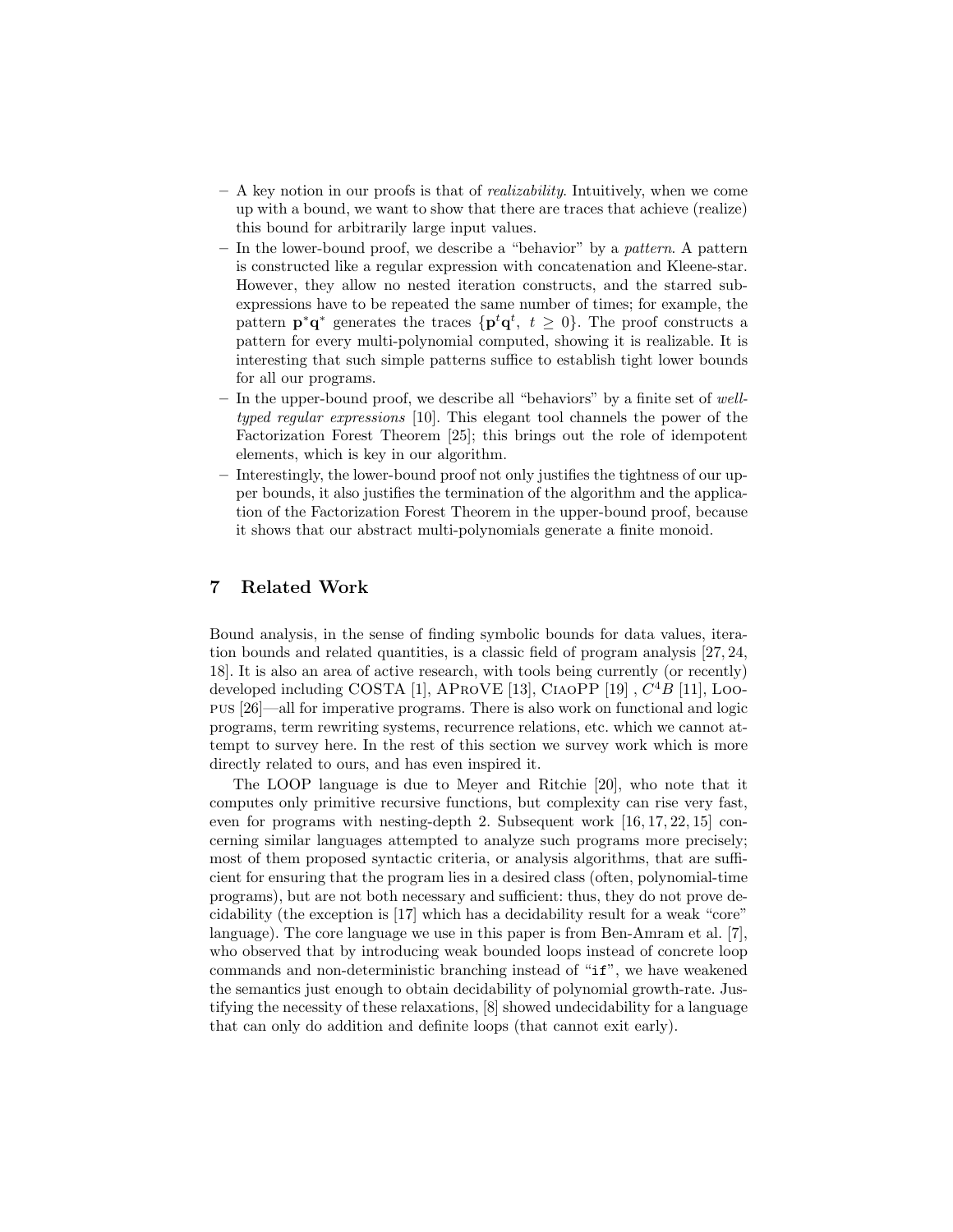– A key notion in our proofs is that of *realizability*. Intuitively, when we come up with a bound, we want to show that there are traces that achieve (realize) this bound for arbitrarily large input values.

– In the lower-bound proof, we describe a "behavior" by a *pattern*. A pattern is constructed like a regular expression with concatenation and Kleene-star. However, they allow no nested iteration constructs, and the starred sub-expressions have to be repeated the same number of times; for example, the pattern $\mathbf{p}^*\mathbf{q}^*$ generates the traces $\{\mathbf{p}^t\mathbf{q}^t,\ t \geq 0\}$. The proof constructs a pattern for every multi-polynomial computed, showing it is realizable. It is interesting that such simple patterns suffice to establish tight lower bounds for all our programs.

– In the upper-bound proof, we describe all "behaviors" by a finite set of *well-typed regular expressions* [10]. This elegant tool channels the power of the Factorization Forest Theorem [25]; this brings out the role of idempotent elements, which is key in our algorithm.

– Interestingly, the lower-bound proof not only justifies the tightness of our upper bounds, it also justifies the termination of the algorithm and the application of the Factorization Forest Theorem in the upper-bound proof, because it shows that our abstract multi-polynomials generate a finite monoid.

## 7 Related Work

Bound analysis, in the sense of finding symbolic bounds for data values, iteration bounds and related quantities, is a classic field of program analysis [27, 24, 18]. It is also an area of active research, with tools being currently (or recently) developed including COSTA [1], APROVE [13], CIAOPP [19] , $C^4B$ [11], LOOPUS [26]—all for imperative programs. There is also work on functional and logic programs, term rewriting systems, recurrence relations, etc. which we cannot attempt to survey here. In the rest of this section we survey work which is more directly related to ours, and has even inspired it.

The LOOP language is due to Meyer and Ritchie [20], who note that it computes only primitive recursive functions, but complexity can rise very fast, even for programs with nesting-depth 2. Subsequent work [16, 17, 22, 15] concerning similar languages attempted to analyze such programs more precisely; most of them proposed syntactic criteria, or analysis algorithms, that are sufficient for ensuring that the program lies in a desired class (often, polynomial-time programs), but are not both necessary and sufficient: thus, they do not prove decidability (the exception is [17] which has a decidability result for a weak "core" language). The core language we use in this paper is from Ben-Amram et al. [7], who observed that by introducing weak bounded loops instead of concrete loop commands and non-deterministic branching instead of "`if`", we have weakened the semantics just enough to obtain decidability of polynomial growth-rate. Justifying the necessity of these relaxations, [8] showed undecidability for a language that can only do addition and definite loops (that cannot exit early).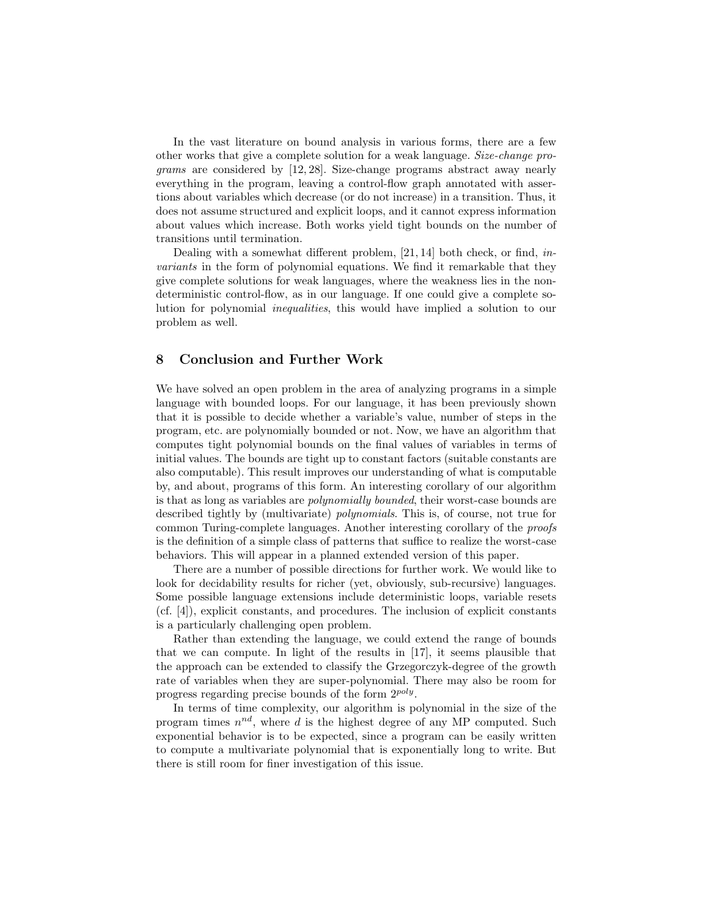In the vast literature on bound analysis in various forms, there are a few other works that give a complete solution for a weak language. *Size-change programs* are considered by [12, 28]. Size-change programs abstract away nearly everything in the program, leaving a control-flow graph annotated with assertions about variables which decrease (or do not increase) in a transition. Thus, it does not assume structured and explicit loops, and it cannot express information about values which increase. Both works yield tight bounds on the number of transitions until termination.

Dealing with a somewhat different problem, [21, 14] both check, or find, *invariants* in the form of polynomial equations. We find it remarkable that they give complete solutions for weak languages, where the weakness lies in the non-deterministic control-flow, as in our language. If one could give a complete solution for polynomial *inequalities*, this would have implied a solution to our problem as well.

## 8 Conclusion and Further Work

We have solved an open problem in the area of analyzing programs in a simple language with bounded loops. For our language, it has been previously shown that it is possible to decide whether a variable's value, number of steps in the program, etc. are polynomially bounded or not. Now, we have an algorithm that computes tight polynomial bounds on the final values of variables in terms of initial values. The bounds are tight up to constant factors (suitable constants are also computable). This result improves our understanding of what is computable by, and about, programs of this form. An interesting corollary of our algorithm is that as long as variables are *polynomially bounded*, their worst-case bounds are described tightly by (multivariate) *polynomials*. This is, of course, not true for common Turing-complete languages. Another interesting corollary of the *proofs* is the definition of a simple class of patterns that suffice to realize the worst-case behaviors. This will appear in a planned extended version of this paper.

There are a number of possible directions for further work. We would like to look for decidability results for richer (yet, obviously, sub-recursive) languages. Some possible language extensions include deterministic loops, variable resets (cf. [4]), explicit constants, and procedures. The inclusion of explicit constants is a particularly challenging open problem.

Rather than extending the language, we could extend the range of bounds that we can compute. In light of the results in [17], it seems plausible that the approach can be extended to classify the Grzegorczyk-degree of the growth rate of variables when they are super-polynomial. There may also be room for progress regarding precise bounds of the form $2^{poly}$.

In terms of time complexity, our algorithm is polynomial in the size of the program times $n^{nd}$, where $d$ is the highest degree of any MP computed. Such exponential behavior is to be expected, since a program can be easily written to compute a multivariate polynomial that is exponentially long to write. But there is still room for finer investigation of this issue.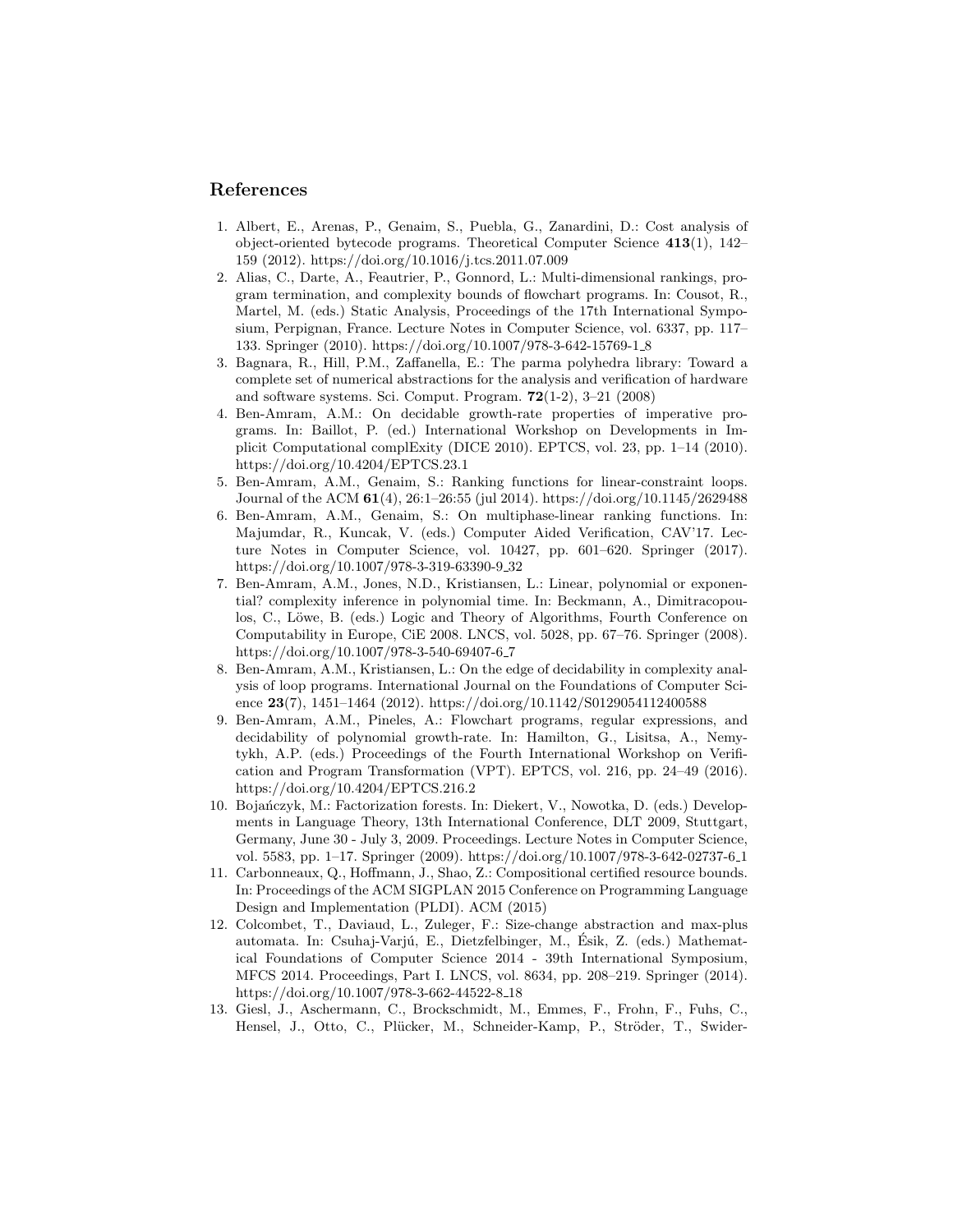## References

1. Albert, E., Arenas, P., Genaim, S., Puebla, G., Zanardini, D.: Cost analysis of object-oriented bytecode programs. Theoretical Computer Science **413**(1), 142–159 (2012). https://doi.org/10.1016/j.tcs.2011.07.009
2. Alias, C., Darte, A., Feautrier, P., Gonnord, L.: Multi-dimensional rankings, program termination, and complexity bounds of flowchart programs. In: Cousot, R., Martel, M. (eds.) Static Analysis, Proceedings of the 17th International Symposium, Perpignan, France. Lecture Notes in Computer Science, vol. 6337, pp. 117–133. Springer (2010). https://doi.org/10.1007/978-3-642-15769-1_8
3. Bagnara, R., Hill, P.M., Zaffanella, E.: The parma polyhedra library: Toward a complete set of numerical abstractions for the analysis and verification of hardware and software systems. Sci. Comput. Program. **72**(1-2), 3–21 (2008)
4. Ben-Amram, A.M.: On decidable growth-rate properties of imperative programs. In: Baillot, P. (ed.) International Workshop on Developments in Implicit Computational complExity (DICE 2010). EPTCS, vol. 23, pp. 1–14 (2010). https://doi.org/10.4204/EPTCS.23.1
5. Ben-Amram, A.M., Genaim, S.: Ranking functions for linear-constraint loops. Journal of the ACM **61**(4), 26:1–26:55 (jul 2014). https://doi.org/10.1145/2629488
6. Ben-Amram, A.M., Genaim, S.: On multiphase-linear ranking functions. In: Majumdar, R., Kuncak, V. (eds.) Computer Aided Verification, CAV'17. Lecture Notes in Computer Science, vol. 10427, pp. 601–620. Springer (2017). https://doi.org/10.1007/978-3-319-63390-9_32
7. Ben-Amram, A.M., Jones, N.D., Kristiansen, L.: Linear, polynomial or exponential? complexity inference in polynomial time. In: Beckmann, A., Dimitracopoulos, C., Löwe, B. (eds.) Logic and Theory of Algorithms, Fourth Conference on Computability in Europe, CiE 2008. LNCS, vol. 5028, pp. 67–76. Springer (2008). https://doi.org/10.1007/978-3-540-69407-6_7
8. Ben-Amram, A.M., Kristiansen, L.: On the edge of decidability in complexity analysis of loop programs. International Journal on the Foundations of Computer Science **23**(7), 1451–1464 (2012). https://doi.org/10.1142/S0129054112400588
9. Ben-Amram, A.M., Pineles, A.: Flowchart programs, regular expressions, and decidability of polynomial growth-rate. In: Hamilton, G., Lisitsa, A., Nemytykh, A.P. (eds.) Proceedings of the Fourth International Workshop on Verification and Program Transformation (VPT). EPTCS, vol. 216, pp. 24–49 (2016). https://doi.org/10.4204/EPTCS.216.2
10. Bojańczyk, M.: Factorization forests. In: Diekert, V., Nowotka, D. (eds.) Developments in Language Theory, 13th International Conference, DLT 2009, Stuttgart, Germany, June 30 - July 3, 2009. Proceedings. Lecture Notes in Computer Science, vol. 5583, pp. 1–17. Springer (2009). https://doi.org/10.1007/978-3-642-02737-6_1
11. Carbonneaux, Q., Hoffmann, J., Shao, Z.: Compositional certified resource bounds. In: Proceedings of the ACM SIGPLAN 2015 Conference on Programming Language Design and Implementation (PLDI). ACM (2015)
12. Colcombet, T., Daviaud, L., Zuleger, F.: Size-change abstraction and max-plus automata. In: Csuhaj-Varjú, E., Dietzfelbinger, M., Ésik, Z. (eds.) Mathematical Foundations of Computer Science 2014 - 39th International Symposium, MFCS 2014. Proceedings, Part I. LNCS, vol. 8634, pp. 208–219. Springer (2014). https://doi.org/10.1007/978-3-662-44522-8_18
13. Giesl, J., Aschermann, C., Brockschmidt, M., Emmes, F., Frohn, F., Fuhs, C., Hensel, J., Otto, C., Plücker, M., Schneider-Kamp, P., Ströder, T., Swider-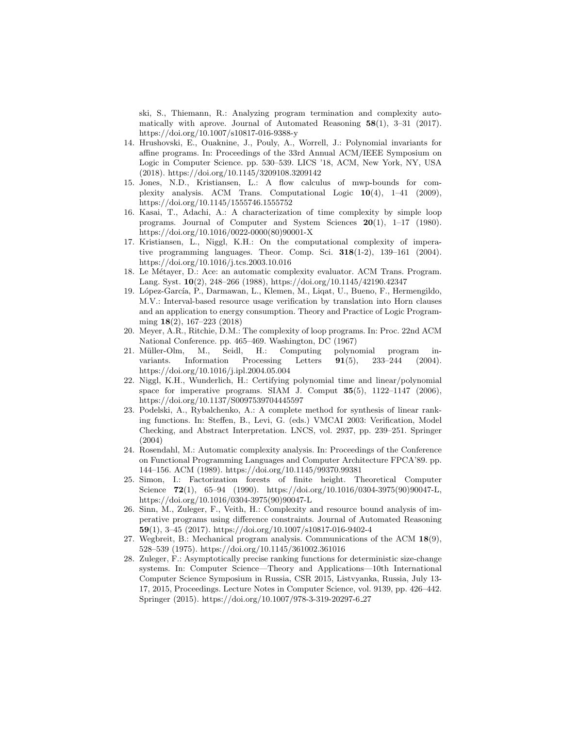ski, S., Thiemann, R.: Analyzing program termination and complexity automatically with aprove. Journal of Automated Reasoning **58**(1), 3–31 (2017). https://doi.org/10.1007/s10817-016-9388-y

14. Hrushovski, E., Ouaknine, J., Pouly, A., Worrell, J.: Polynomial invariants for affine programs. In: Proceedings of the 33rd Annual ACM/IEEE Symposium on Logic in Computer Science. pp. 530–539. LICS '18, ACM, New York, NY, USA (2018). https://doi.org/10.1145/3209108.3209142
15. Jones, N.D., Kristiansen, L.: A flow calculus of mwp-bounds for complexity analysis. ACM Trans. Computational Logic **10**(4), 1–41 (2009), https://doi.org/10.1145/1555746.1555752
16. Kasai, T., Adachi, A.: A characterization of time complexity by simple loop programs. Journal of Computer and System Sciences **20**(1), 1–17 (1980). https://doi.org/10.1016/0022-0000(80)90001-X
17. Kristiansen, L., Niggl, K.H.: On the computational complexity of imperative programming languages. Theor. Comp. Sci. **318**(1-2), 139–161 (2004). https://doi.org/10.1016/j.tcs.2003.10.016
18. Le Métayer, D.: Ace: an automatic complexity evaluator. ACM Trans. Program. Lang. Syst. **10**(2), 248–266 (1988), https://doi.org/10.1145/42190.42347
19. López-García, P., Darmawan, L., Klemen, M., Liqat, U., Bueno, F., Hermengildo, M.V.: Interval-based resource usage verification by translation into Horn clauses and an application to energy consumption. Theory and Practice of Logic Programming **18**(2), 167–223 (2018)
20. Meyer, A.R., Ritchie, D.M.: The complexity of loop programs. In: Proc. 22nd ACM National Conference. pp. 465–469. Washington, DC (1967)
21. Müller-Olm, M., Seidl, H.: Computing polynomial program invariants. Information Processing Letters **91**(5), 233–244 (2004). https://doi.org/10.1016/j.ipl.2004.05.004
22. Niggl, K.H., Wunderlich, H.: Certifying polynomial time and linear/polynomial space for imperative programs. SIAM J. Comput **35**(5), 1122–1147 (2006), https://doi.org/10.1137/S0097539704445597
23. Podelski, A., Rybalchenko, A.: A complete method for synthesis of linear ranking functions. In: Steffen, B., Levi, G. (eds.) VMCAI 2003: Verification, Model Checking, and Abstract Interpretation. LNCS, vol. 2937, pp. 239–251. Springer (2004)
24. Rosendahl, M.: Automatic complexity analysis. In: Proceedings of the Conference on Functional Programming Languages and Computer Architecture FPCA'89. pp. 144–156. ACM (1989). https://doi.org/10.1145/99370.99381
25. Simon, I.: Factorization forests of finite height. Theoretical Computer Science **72**(1), 65–94 (1990). https://doi.org/10.1016/0304-3975(90)90047-L, https://doi.org/10.1016/0304-3975(90)90047-L
26. Sinn, M., Zuleger, F., Veith, H.: Complexity and resource bound analysis of imperative programs using difference constraints. Journal of Automated Reasoning **59**(1), 3–45 (2017). https://doi.org/10.1007/s10817-016-9402-4
27. Wegbreit, B.: Mechanical program analysis. Communications of the ACM **18**(9), 528–539 (1975). https://doi.org/10.1145/361002.361016
28. Zuleger, F.: Asymptotically precise ranking functions for deterministic size-change systems. In: Computer Science—Theory and Applications—10th International Computer Science Symposium in Russia, CSR 2015, Listvyanka, Russia, July 13-17, 2015, Proceedings. Lecture Notes in Computer Science, vol. 9139, pp. 426–442. Springer (2015). https://doi.org/10.1007/978-3-319-20297-6_27